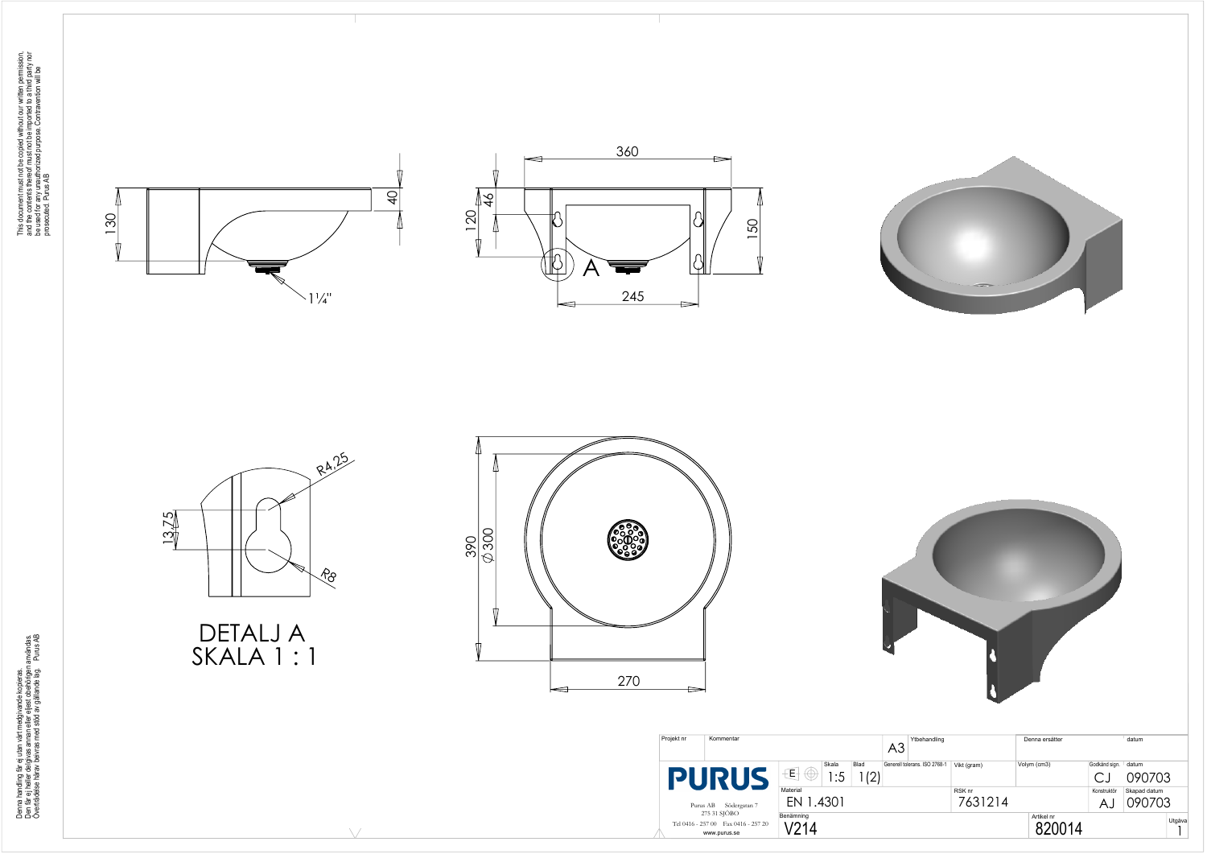This document must not be copied without our written permission, and the contents thereof must not be imported to a third party nor be used for any unauthorized purpose. Contravention will be prosecuted. Purus AB

130

40

1¼"

360

46

120

150

245

A

R4,25

13,75

R8

DETALJ A
SKALA 1 : 1

390

⌀300

270

Denna handling får ej utan vårt medgivande kopieras. Den får ej heller delgivas annan eller eljest obehörigen användas. Överträdelse härav beivras med stöd av gällande lag. Purus AB

| Projekt nr | Kommentar | | | A3 | Ytbehandling | Denna ersätter | datum |
|---|---|---|---|---|---|---|---|
| PURUS | | Skala 1:5 | Blad 1(2) | Generell tolerans. ISO 2768-1 | Vikt (gram) | Volym (cm3) | Godkänd sign. CJ / datum 090703 |
| Purus AB Södergatan 7 273 31 SJÖBO Tel 0416 - 257 00 Fax 0416 - 257 20 www.purus.se | Material EN 1.4301 | | | | RSK nr 7631214 | | Konstruktör AJ / Skapad datum 090703 |
| | Benämning V214 | | | | | Artikel nr 820014 | Utgåva 1 |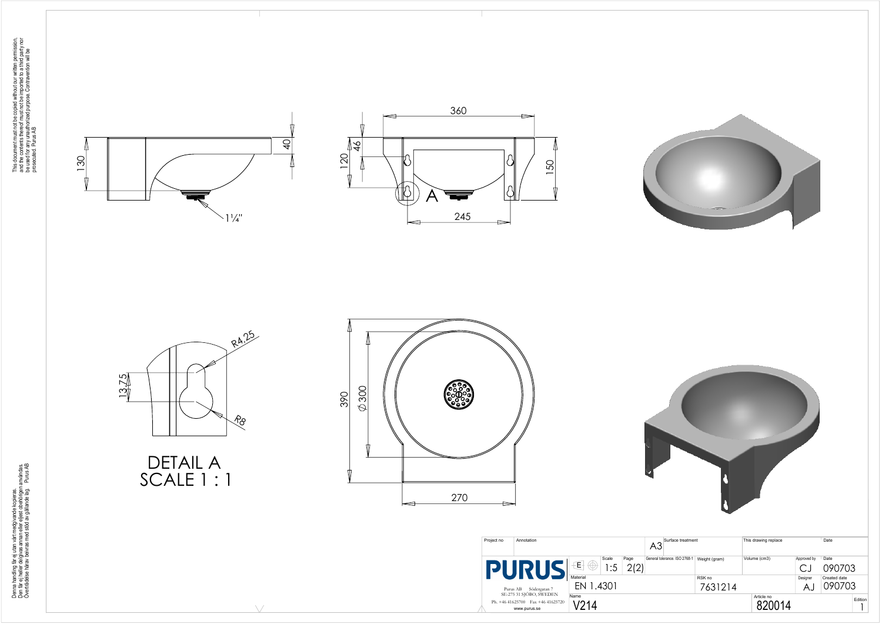This document must not be copied without our written permission, and the contents thereof must not be imported to a third party nor be used for any unauthorized purpose. Contravention will be prosecuted. Purus AB

Denna handling får ej utan vårt medgivande kopieras. Den får ej heller delgivas annan eller eljest obehörigen användas. Överträdelse härav beivras med stöd av gällande lag. Purus AB

130
40
1¼"

360
46
120
150
A
245

R4,25
13,75
R8

DETAIL A
SCALE 1 : 1

390
Ø300
270

| | | | | | | |
|---|---|---|---|---|---|---|
| Project no | Annotation | A3 | Surface treatment | This drawing replace | | Date |
| PURUS | Scale: 1:5 | Page: 2(2) | General tolerance: ISO 2768-1 | Weight (gram) | Volume (cm3) | Approved by: CJ / Date: 090703 |
| | Material: EN 1.4301 | | | RSK no: 7631214 | | Designer: AJ / Created date: 090703 |
| Purus AB Södergatan 7 SE-275 31 SJÖBO, SWEDEN Ph. +46 41625700 Fax +46 41625720 www.purus.se | Name: V214 | | | | Article no: 820014 | Edition: 1 |